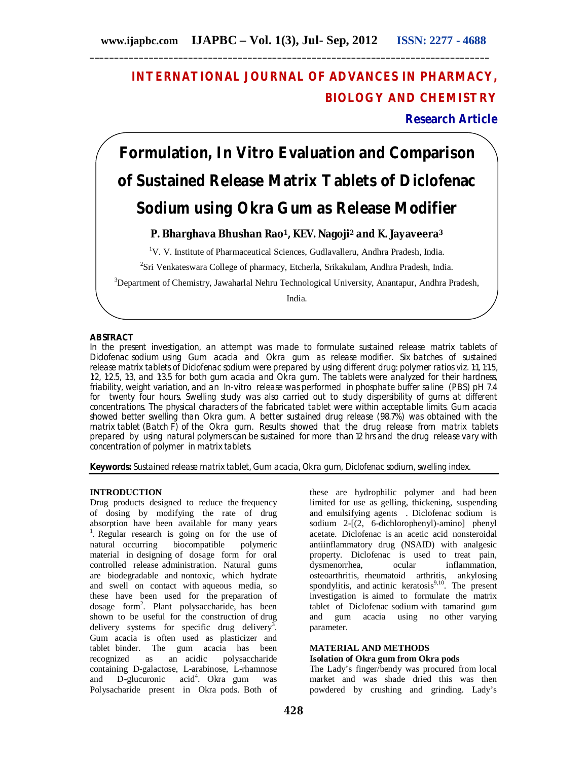## INTERNATIONAL JOURNAL OF ADVANCES IN PHARMACY, BIOLOGY AND CHEMISTRY

**Research Article**

# Formulation, In Vitro Evaluation and Comparison of Sustained Release Matrix Tablets of Diclofenac Sodium using Okra Gum as Release Modifier

**P. Bharghava Bhushan Rao[1], KEV. Nagoji[2] and K. Jayaveera[3]**

[1]V. V. Institute of Pharmaceutical Sciences, Gudlavalleru, Andhra Pradesh, India.

[2]Sri Venkateswara College of pharmacy, Etcherla, Srikakulam, Andhra Pradesh, India.

[3]Department of Chemistry, Jawaharlal Nehru Technological University, Anantapur, Andhra Pradesh, India.

### ABSTRACT

In the present investigation, an attempt was made to formulate sustained release matrix tablets of Diclofenac sodium using Gum acacia and Okra gum as release modifier. Six batches of sustained release matrix tablets of Diclofenac sodium were prepared by using different drug: polymer ratios viz. 1:1, 1:1.5, 1:2, 1:2.5, 1:3, and 1:3.5 for both gum acacia and Okra gum. The tablets were analyzed for their hardness, friability, weight variation, and an In-vitro release was performed in phosphate buffer saline (PBS) pH 7.4 for twenty four hours. Swelling study was also carried out to study dispersibility of gums at different concentrations. The physical characters of the fabricated tablet were within acceptable limits. Gum acacia showed better swelling than Okra gum. A better sustained drug release (98.7%) was obtained with the matrix tablet (Batch F) of the Okra gum. Results showed that the drug release from matrix tablets prepared by using natural polymers can be sustained for more than 12 hrs and the drug release vary with concentration of polymer in matrix tablets.

**Keywords:** Sustained release matrix tablet, Gum acacia, Okra gum, Diclofenac sodium, swelling index.

### INTRODUCTION

Drug products designed to reduce the frequency of dosing by modifying the rate of drug absorption have been available for many years [1]. Regular research is going on for the use of natural occurring biocompatible polymeric material in designing of dosage form for oral controlled release administration. Natural gums are biodegradable and nontoxic, which hydrate and swell on contact with aqueous media, so these have been used for the preparation of dosage form[2]. Plant polysaccharide, has been shown to be useful for the construction of drug delivery systems for specific drug delivery[3]. Gum acacia is often used as plasticizer and tablet binder. The gum acacia has been recognized as an acidic polysaccharide containing D-galactose, L-arabinose, L-rhamnose and D-glucuronic acid[4]. Okra gum was Polysacharide present in Okra pods. Both of these are hydrophilic polymer and had been limited for use as gelling, thickening, suspending and emulsifying agents . Diclofenac sodium is sodium 2-[(2, 6-dichlorophenyl)-amino] phenyl acetate. Diclofenac is an acetic acid nonsteroidal antiinflammatory drug (NSAID) with analgesic property. Diclofenac is used to treat pain, dysmenorrhea, ocular inflammation, osteoarthritis, rheumatoid arthritis, ankylosing spondylitis, and actinic keratosis[9,10]. The present investigation is aimed to formulate the matrix tablet of Diclofenac sodium with tamarind gum and gum acacia using no other varying parameter.

### MATERIAL AND METHODS

#### Isolation of Okra gum from Okra pods

The Lady's finger/bendy was procured from local market and was shade dried this was then powdered by crushing and grinding. Lady's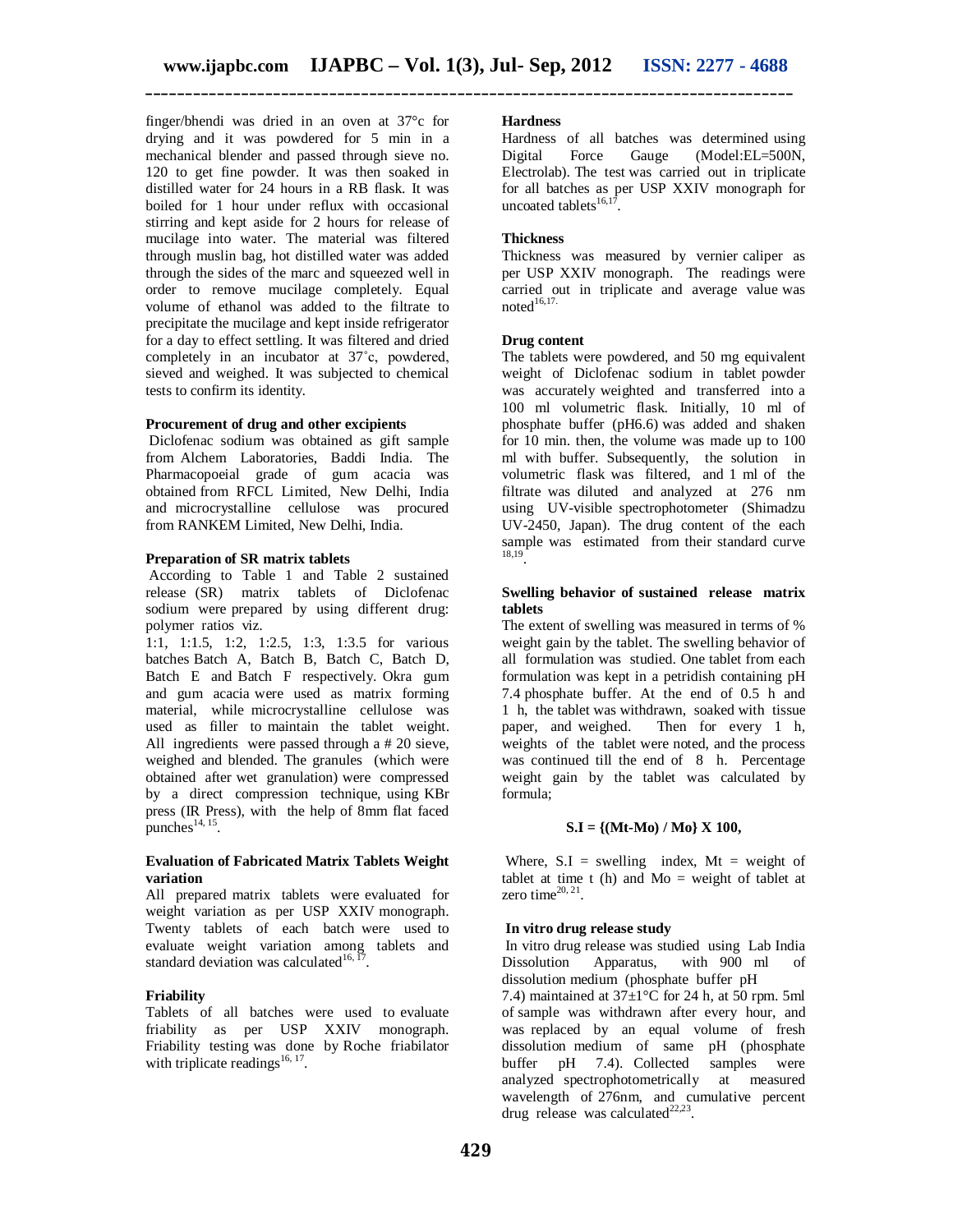finger/bhendi was dried in an oven at 37°c for drying and it was powdered for 5 min in a mechanical blender and passed through sieve no. 120 to get fine powder. It was then soaked in distilled water for 24 hours in a RB flask. It was boiled for 1 hour under reflux with occasional stirring and kept aside for 2 hours for release of mucilage into water. The material was filtered through muslin bag, hot distilled water was added through the sides of the marc and squeezed well in order to remove mucilage completely. Equal volume of ethanol was added to the filtrate to precipitate the mucilage and kept inside refrigerator for a day to effect settling. It was filtered and dried completely in an incubator at 37˚c, powdered, sieved and weighed. It was subjected to chemical tests to confirm its identity.

#### Procurement of drug and other excipients

Diclofenac sodium was obtained as gift sample from Alchem Laboratories, Baddi India. The Pharmacopoeial grade of gum acacia was obtained from RFCL Limited, New Delhi, India and microcrystalline cellulose was procured from RANKEM Limited, New Delhi, India.

#### Preparation of SR matrix tablets

According to Table 1 and Table 2 sustained release (SR) matrix tablets of Diclofenac sodium were prepared by using different drug: polymer ratios viz.
1:1, 1:1.5, 1:2, 1:2.5, 1:3, 1:3.5 for various batches Batch A, Batch B, Batch C, Batch D, Batch E and Batch F respectively. Okra gum and gum acacia were used as matrix forming material, while microcrystalline cellulose was used as filler to maintain the tablet weight. All ingredients were passed through a # 20 sieve, weighed and blended. The granules (which were obtained after wet granulation) were compressed by a direct compression technique, using KBr press (IR Press), with the help of 8mm flat faced punches[14, 15].

#### Evaluation of Fabricated Matrix Tablets Weight variation

All prepared matrix tablets were evaluated for weight variation as per USP XXIV monograph. Twenty tablets of each batch were used to evaluate weight variation among tablets and standard deviation was calculated[16, 17].

#### Friability

Tablets of all batches were used to evaluate friability as per USP XXIV monograph. Friability testing was done by Roche friabilator with triplicate readings[16, 17].

#### Hardness

Hardness of all batches was determined using Digital Force Gauge (Model:EL=500N, Electrolab). The test was carried out in triplicate for all batches as per USP XXIV monograph for uncoated tablets[16,17].

#### Thickness

Thickness was measured by vernier caliper as per USP XXIV monograph. The readings were carried out in triplicate and average value was noted[16,17.]

#### Drug content

The tablets were powdered, and 50 mg equivalent weight of Diclofenac sodium in tablet powder was accurately weighted and transferred into a 100 ml volumetric flask. Initially, 10 ml of phosphate buffer (pH6.6) was added and shaken for 10 min. then, the volume was made up to 100 ml with buffer. Subsequently, the solution in volumetric flask was filtered, and 1 ml of the filtrate was diluted and analyzed at 276 nm using UV-visible spectrophotometer (Shimadzu UV-2450, Japan). The drug content of the each sample was estimated from their standard curve [18,19].

#### Swelling behavior of sustained release matrix tablets

The extent of swelling was measured in terms of % weight gain by the tablet. The swelling behavior of all formulation was studied. One tablet from each formulation was kept in a petridish containing pH 7.4 phosphate buffer. At the end of 0.5 h and 1 h, the tablet was withdrawn, soaked with tissue paper, and weighed. Then for every 1 h, weights of the tablet were noted, and the process was continued till the end of 8 h. Percentage weight gain by the tablet was calculated by formula;

$$S.I = \{(M_t - M_o) / M_o\} \times 100,$$

Where, S.I = swelling index, $M_t$ = weight of tablet at time t (h) and $M_o$ = weight of tablet at zero time[20, 21].

#### In vitro drug release study

In vitro drug release was studied using Lab India Dissolution Apparatus, with 900 ml of dissolution medium (phosphate buffer pH 7.4) maintained at 37±1°C for 24 h, at 50 rpm. 5ml of sample was withdrawn after every hour, and was replaced by an equal volume of fresh dissolution medium of same pH (phosphate buffer pH 7.4). Collected samples were analyzed spectrophotometrically at measured wavelength of 276nm, and cumulative percent drug release was calculated[22,23].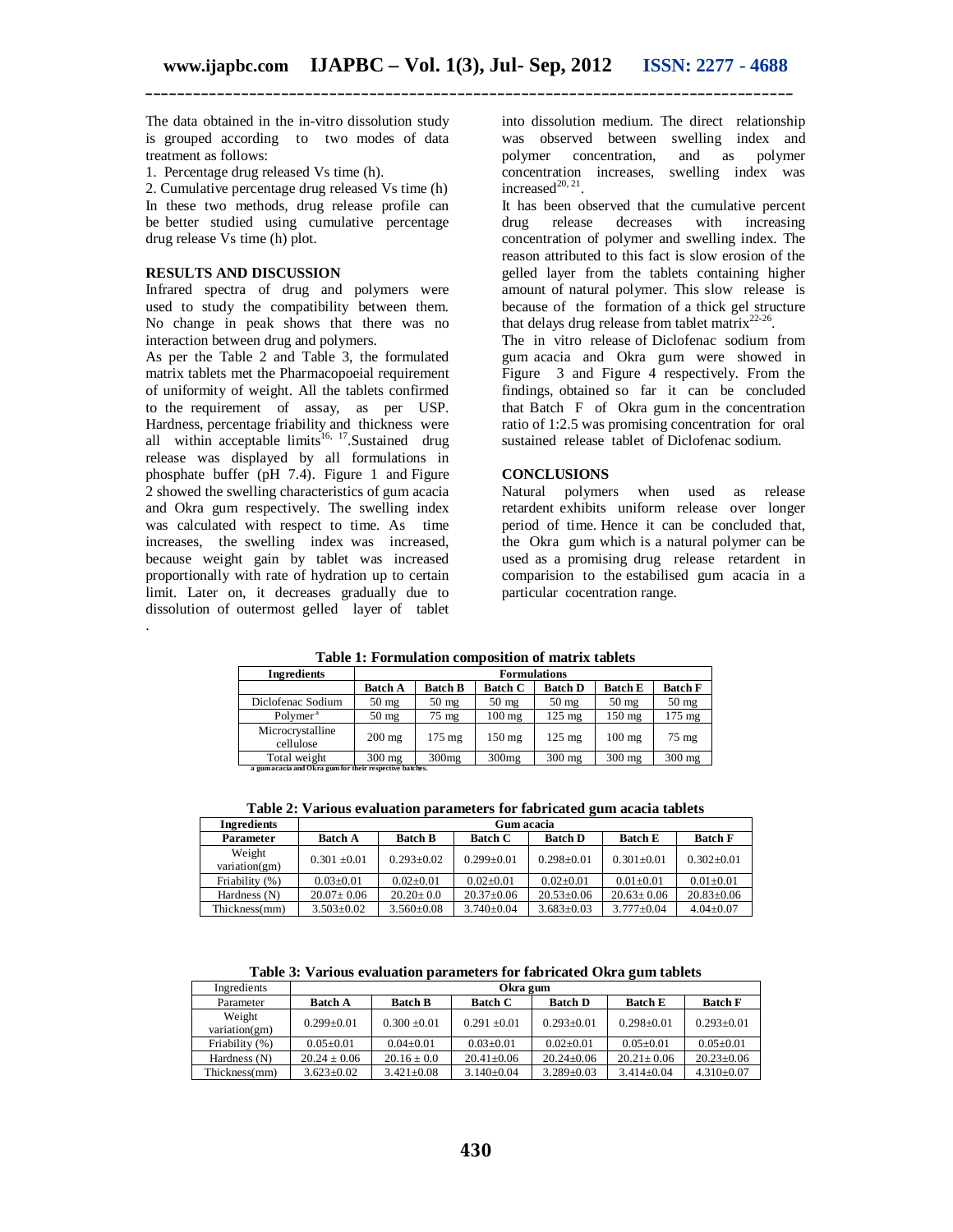The data obtained in the in-vitro dissolution study is grouped according to two modes of data treatment as follows:

1. Percentage drug released Vs time (h).
2. Cumulative percentage drug released Vs time (h)

In these two methods, drug release profile can be better studied using cumulative percentage drug release Vs time (h) plot.

## RESULTS AND DISCUSSION

Infrared spectra of drug and polymers were used to study the compatibility between them. No change in peak shows that there was no interaction between drug and polymers.

As per the Table 2 and Table 3, the formulated matrix tablets met the Pharmacopoeial requirement of uniformity of weight. All the tablets confirmed to the requirement of assay, as per USP. Hardness, percentage friability and thickness were all within acceptable limits[16, 17]. Sustained drug release was displayed by all formulations in phosphate buffer (pH 7.4). Figure 1 and Figure 2 showed the swelling characteristics of gum acacia and Okra gum respectively. The swelling index was calculated with respect to time. As time increases, the swelling index was increased, because weight gain by tablet was increased proportionally with rate of hydration up to certain limit. Later on, it decreases gradually due to dissolution of outermost gelled layer of tablet into dissolution medium. The direct relationship was observed between swelling index and polymer concentration, and as polymer concentration increases, swelling index was increased[20, 21].

It has been observed that the cumulative percent drug release decreases with increasing concentration of polymer and swelling index. The reason attributed to this fact is slow erosion of the gelled layer from the tablets containing higher amount of natural polymer. This slow release is because of the formation of a thick gel structure that delays drug release from tablet matrix[22-26].

The in vitro release of Diclofenac sodium from gum acacia and Okra gum were showed in Figure 3 and Figure 4 respectively. From the findings, obtained so far it can be concluded that Batch F of Okra gum in the concentration ratio of 1:2.5 was promising concentration for oral sustained release tablet of Diclofenac sodium.

## CONCLUSIONS

Natural polymers when used as release retardent exhibits uniform release over longer period of time. Hence it can be concluded that, the Okra gum which is a natural polymer can be used as a promising drug release retardent in comparision to the estabilised gum acacia in a particular cocentration range.

**Table 1: Formulation composition of matrix tablets**

| Ingredients | Formulations | | | | | |
|---|---|---|---|---|---|---|
| | **Batch A** | **Batch B** | **Batch C** | **Batch D** | **Batch E** | **Batch F** |
| Diclofenac Sodium | 50 mg | 50 mg | 50 mg | 50 mg | 50 mg | 50 mg |
| Polymer[a] | 50 mg | 75 mg | 100 mg | 125 mg | 150 mg | 175 mg |
| Microcrystalline cellulose | 200 mg | 175 mg | 150 mg | 125 mg | 100 mg | 75 mg |
| Total weight | 300 mg | 300mg | 300mg | 300 mg | 300 mg | 300 mg |

a gum acacia and Okra gum for their respective batches.

**Table 2: Various evaluation parameters for fabricated gum acacia tablets**

| Ingredients | Gum acacia | | | | | |
|---|---|---|---|---|---|---|
| **Parameter** | **Batch A** | **Batch B** | **Batch C** | **Batch D** | **Batch E** | **Batch F** |
| Weight variation(gm) | 0.301 ±0.01 | 0.293±0.02 | 0.299±0.01 | 0.298±0.01 | 0.301±0.01 | 0.302±0.01 |
| Friability (%) | 0.03±0.01 | 0.02±0.01 | 0.02±0.01 | 0.02±0.01 | 0.01±0.01 | 0.01±0.01 |
| Hardness (N) | 20.07± 0.06 | 20.20± 0.0 | 20.37±0.06 | 20.53±0.06 | 20.63± 0.06 | 20.83±0.06 |
| Thickness(mm) | 3.503±0.02 | 3.560±0.08 | 3.740±0.04 | 3.683±0.03 | 3.777±0.04 | 4.04±0.07 |

**Table 3: Various evaluation parameters for fabricated Okra gum tablets**

| Ingredients | Okra gum | | | | | |
|---|---|---|---|---|---|---|
| Parameter | **Batch A** | **Batch B** | **Batch C** | **Batch D** | **Batch E** | **Batch F** |
| Weight variation(gm) | 0.299±0.01 | 0.300 ±0.01 | 0.291 ±0.01 | 0.293±0.01 | 0.298±0.01 | 0.293±0.01 |
| Friability (%) | 0.05±0.01 | 0.04±0.01 | 0.03±0.01 | 0.02±0.01 | 0.05±0.01 | 0.05±0.01 |
| Hardness (N) | 20.24 ± 0.06 | 20.16 ± 0.0 | 20.41±0.06 | 20.24±0.06 | 20.21± 0.06 | 20.23±0.06 |
| Thickness(mm) | 3.623±0.02 | 3.421±0.08 | 3.140±0.04 | 3.289±0.03 | 3.414±0.04 | 4.310±0.07 |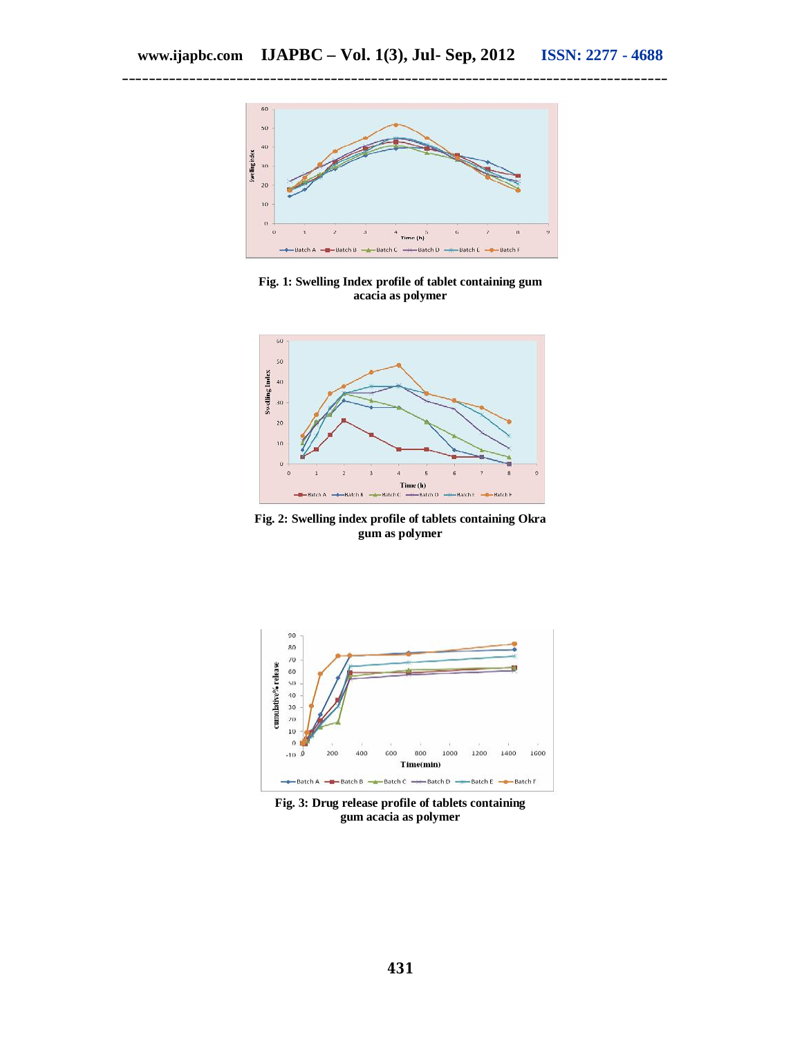**Fig. 1: Swelling Index profile of tablet containing gum acacia as polymer**

**Fig. 2: Swelling index profile of tablets containing Okra gum as polymer**

**Fig. 3: Drug release profile of tablets containing gum acacia as polymer**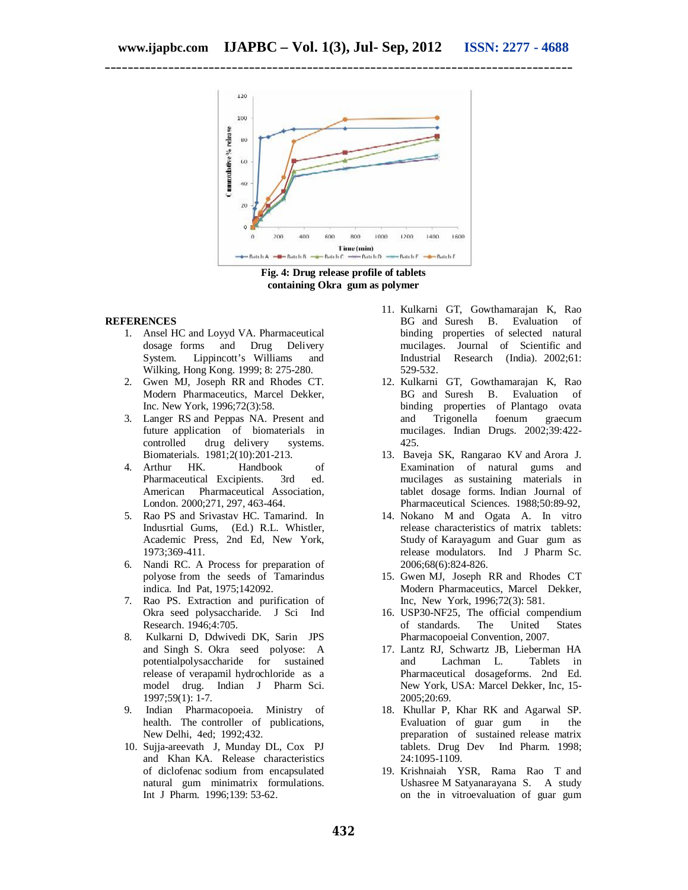Fig. 4: Drug release profile of tablets containing Okra gum as polymer

## REFERENCES

1. Ansel HC and Loyyd VA. Pharmaceutical dosage forms and Drug Delivery System. Lippincott's Williams and Wilking, Hong Kong. 1999; 8: 275-280.
2. Gwen MJ, Joseph RR and Rhodes CT. Modern Pharmaceutics, Marcel Dekker, Inc. New York, 1996;72(3):58.
3. Langer RS and Peppas NA. Present and future application of biomaterials in controlled drug delivery systems. Biomaterials. 1981;2(10):201-213.
4. Arthur HK. Handbook of Pharmaceutical Excipients. 3rd ed. American Pharmaceutical Association, London. 2000;271, 297, 463-464.
5. Rao PS and Srivastav HC. Tamarind. In Indusrtial Gums, (Ed.) R.L. Whistler, Academic Press, 2nd Ed, New York, 1973;369-411.
6. Nandi RC. A Process for preparation of polyose from the seeds of Tamarindus indica. Ind Pat, 1975;142092.
7. Rao PS. Extraction and purification of Okra seed polysaccharide. J Sci Ind Research. 1946;4:705.
8. Kulkarni D, Ddwivedi DK, Sarin JPS and Singh S. Okra seed polyose: A potentialpolysaccharide for sustained release of verapamil hydrochloride as a model drug. Indian J Pharm Sci. 1997;59(1): 1-7.
9. Indian Pharmacopoeia. Ministry of health. The controller of publications, New Delhi, 4ed; 1992;432.
10. Sujja-areevath J, Munday DL, Cox PJ and Khan KA. Release characteristics of diclofenac sodium from encapsulated natural gum minimatrix formulations. Int J Pharm. 1996;139: 53-62.
11. Kulkarni GT, Gowthamarajan K, Rao BG and Suresh B. Evaluation of binding properties of selected natural mucilages. Journal of Scientific and Industrial Research (India). 2002;61: 529-532.
12. Kulkarni GT, Gowthamarajan K, Rao BG and Suresh B. Evaluation of binding properties of Plantago ovata and Trigonella foenum graecum mucilages. Indian Drugs. 2002;39:422-425.
13. Baveja SK, Rangarao KV and Arora J. Examination of natural gums and mucilages as sustaining materials in tablet dosage forms. Indian Journal of Pharmaceutical Sciences. 1988;50:89-92,
14. Nokano M and Ogata A. In vitro release characteristics of matrix tablets: Study of Karayagum and Guar gum as release modulators. Ind J Pharm Sc. 2006;68(6):824-826.
15. Gwen MJ, Joseph RR and Rhodes CT Modern Pharmaceutics, Marcel Dekker, Inc, New York, 1996;72(3): 581.
16. USP30-NF25, The official compendium of standards. The United States Pharmacopoeial Convention, 2007.
17. Lantz RJ, Schwartz JB, Lieberman HA and Lachman L. Tablets in Pharmaceutical dosageforms. 2nd Ed. New York, USA: Marcel Dekker, Inc, 15-2005;20:69.
18. Khullar P, Khar RK and Agarwal SP. Evaluation of guar gum in the preparation of sustained release matrix tablets. Drug Dev Ind Pharm. 1998; 24:1095-1109.
19. Krishnaiah YSR, Rama Rao T and Ushasree M Satyanarayana S. A study on the in vitroevaluation of guar gum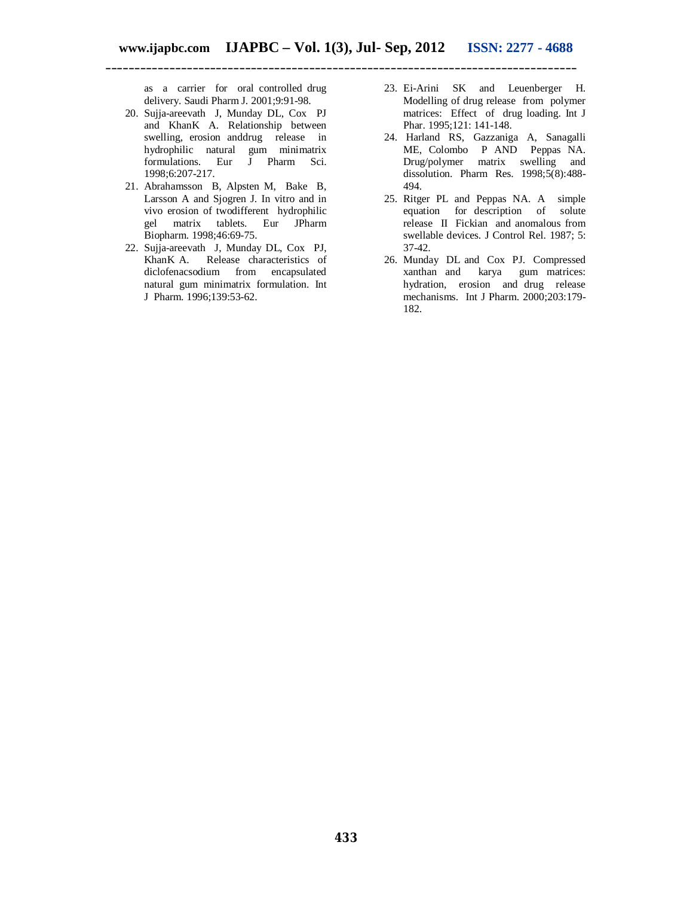as a carrier for oral controlled drug delivery. Saudi Pharm J. 2001;9:91-98.

20. Sujja-areevath J, Munday DL, Cox PJ and KhanK A. Relationship between swelling, erosion anddrug release in hydrophilic natural gum minimatrix formulations. Eur J Pharm Sci. 1998;6:207-217.
21. Abrahamsson B, Alpsten M, Bake B, Larsson A and Sjogren J. In vitro and in vivo erosion of twodifferent hydrophilic gel matrix tablets. Eur JPharm Biopharm. 1998;46:69-75.
22. Sujja-areevath J, Munday DL, Cox PJ, KhanK A. Release characteristics of diclofenacsodium from encapsulated natural gum minimatrix formulation. Int J Pharm. 1996;139:53-62.
23. Ei-Arini SK and Leuenberger H. Modelling of drug release from polymer matrices: Effect of drug loading. Int J Phar. 1995;121: 141-148.
24. Harland RS, Gazzaniga A, Sanagalli ME, Colombo P AND Peppas NA. Drug/polymer matrix swelling and dissolution. Pharm Res. 1998;5(8):488-494.
25. Ritger PL and Peppas NA. A simple equation for description of solute release II Fickian and anomalous from swellable devices. J Control Rel. 1987; 5: 37-42.
26. Munday DL and Cox PJ. Compressed xanthan and karya gum matrices: hydration, erosion and drug release mechanisms. Int J Pharm. 2000;203:179-182.